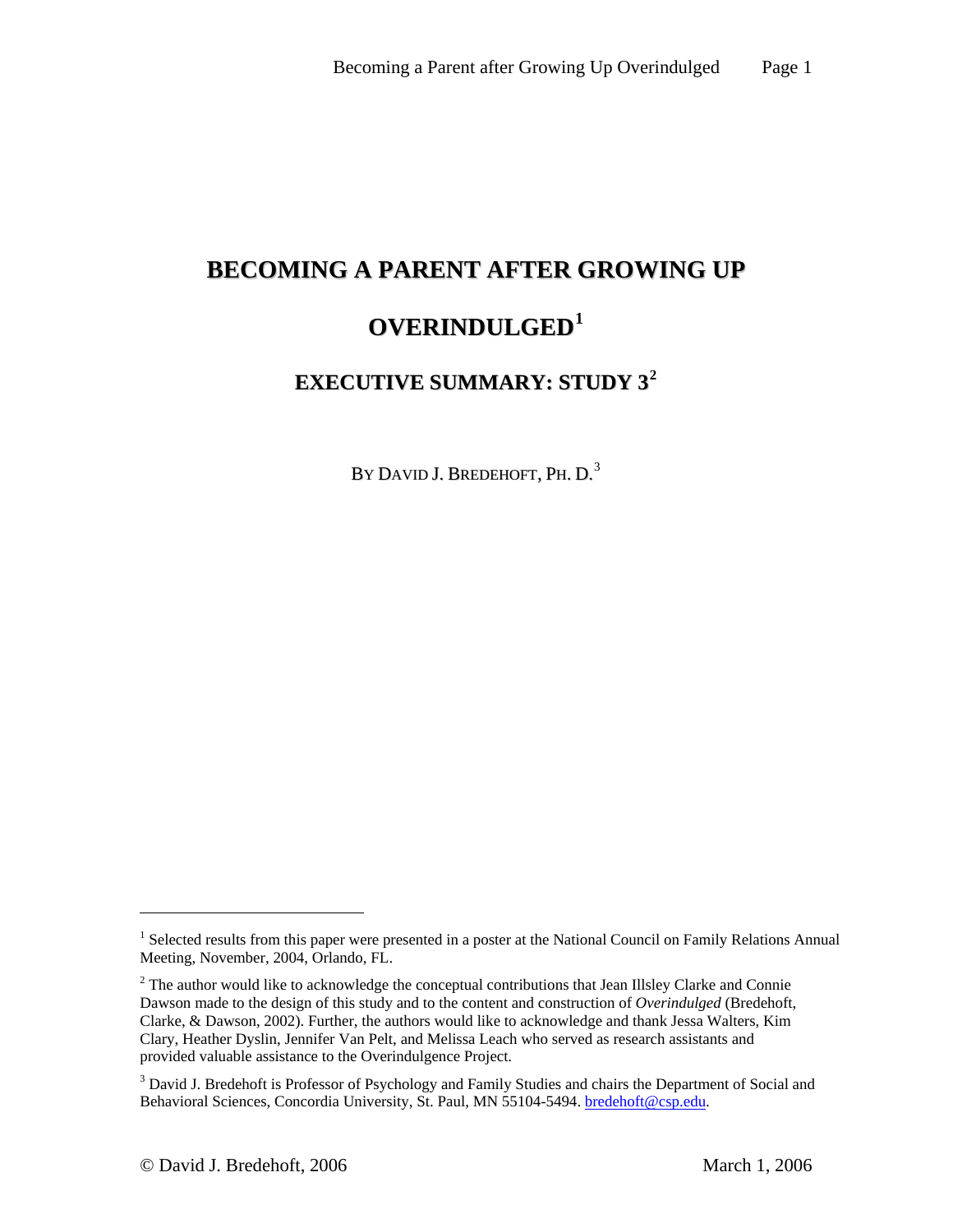# BECOMING A PARENT AFTER GROWING UP OVERINDULGED[1]

## EXECUTIVE SUMMARY: STUDY 3[2]

BY DAVID J. BREDEHOFT, PH. D.[3]

---

[1] Selected results from this paper were presented in a poster at the National Council on Family Relations Annual Meeting, November, 2004, Orlando, FL.

[2] The author would like to acknowledge the conceptual contributions that Jean Illsley Clarke and Connie Dawson made to the design of this study and to the content and construction of *Overindulged* (Bredehoft, Clarke, & Dawson, 2002). Further, the authors would like to acknowledge and thank Jessa Walters, Kim Clary, Heather Dyslin, Jennifer Van Pelt, and Melissa Leach who served as research assistants and provided valuable assistance to the Overindulgence Project.

[3] David J. Bredehoft is Professor of Psychology and Family Studies and chairs the Department of Social and Behavioral Sciences, Concordia University, St. Paul, MN 55104-5494. bredehoft@csp.edu.

© David J. Bredehoft, 2006 March 1, 2006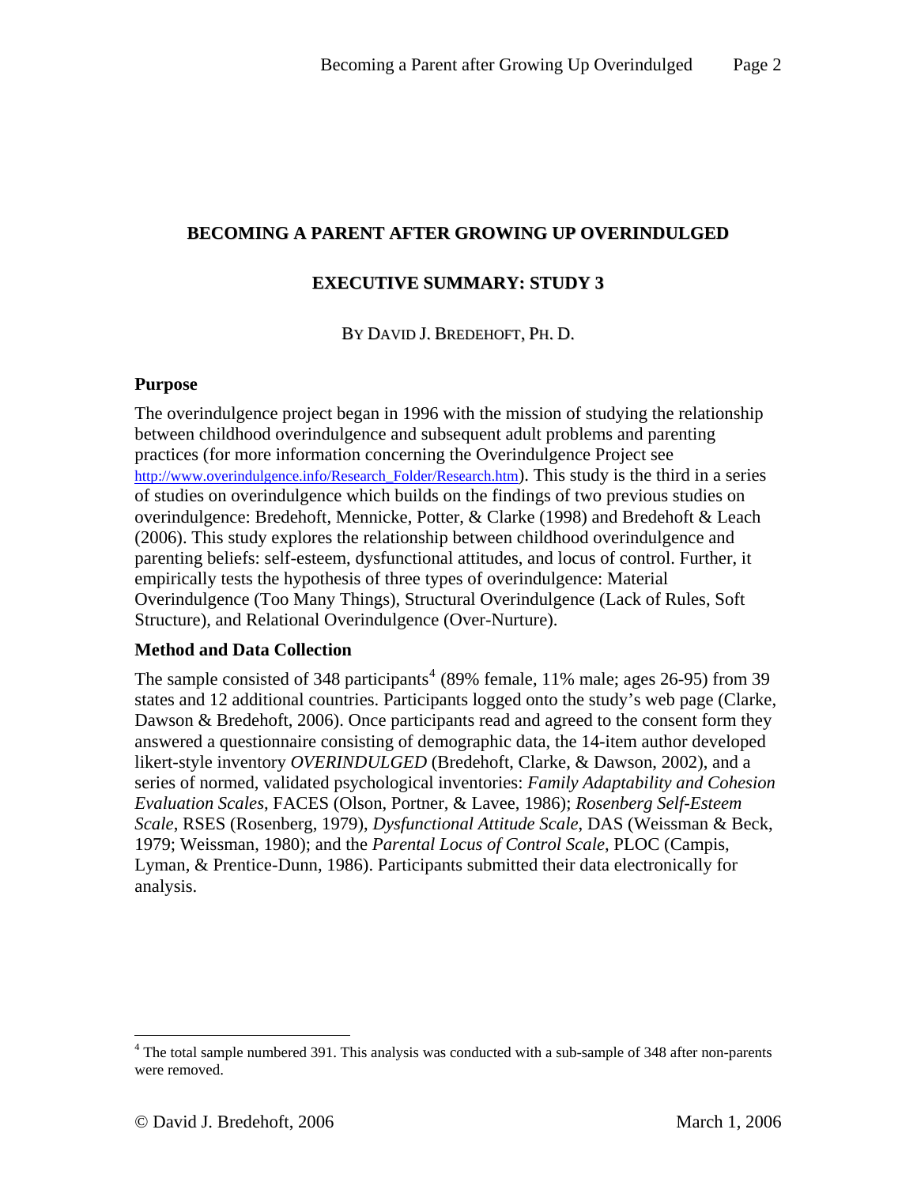# BECOMING A PARENT AFTER GROWING UP OVERINDULGED

## EXECUTIVE SUMMARY: STUDY 3

BY DAVID J. BREDEHOFT, PH. D.

### Purpose

The overindulgence project began in 1996 with the mission of studying the relationship between childhood overindulgence and subsequent adult problems and parenting practices (for more information concerning the Overindulgence Project see http://www.overindulgence.info/Research_Folder/Research.htm). This study is the third in a series of studies on overindulgence which builds on the findings of two previous studies on overindulgence: Bredehoft, Mennicke, Potter, & Clarke (1998) and Bredehoft & Leach (2006). This study explores the relationship between childhood overindulgence and parenting beliefs: self-esteem, dysfunctional attitudes, and locus of control. Further, it empirically tests the hypothesis of three types of overindulgence: Material Overindulgence (Too Many Things), Structural Overindulgence (Lack of Rules, Soft Structure), and Relational Overindulgence (Over-Nurture).

### Method and Data Collection

The sample consisted of 348 participants[4] (89% female, 11% male; ages 26-95) from 39 states and 12 additional countries. Participants logged onto the study's web page (Clarke, Dawson & Bredehoft, 2006). Once participants read and agreed to the consent form they answered a questionnaire consisting of demographic data, the 14-item author developed likert-style inventory *OVERINDULGED* (Bredehoft, Clarke, & Dawson, 2002), and a series of normed, validated psychological inventories: *Family Adaptability and Cohesion Evaluation Scales*, FACES (Olson, Portner, & Lavee, 1986); *Rosenberg Self-Esteem Scale*, RSES (Rosenberg, 1979), *Dysfunctional Attitude Scale*, DAS (Weissman & Beck, 1979; Weissman, 1980); and the *Parental Locus of Control Scale*, PLOC (Campis, Lyman, & Prentice-Dunn, 1986). Participants submitted their data electronically for analysis.

[4] The total sample numbered 391. This analysis was conducted with a sub-sample of 348 after non-parents were removed.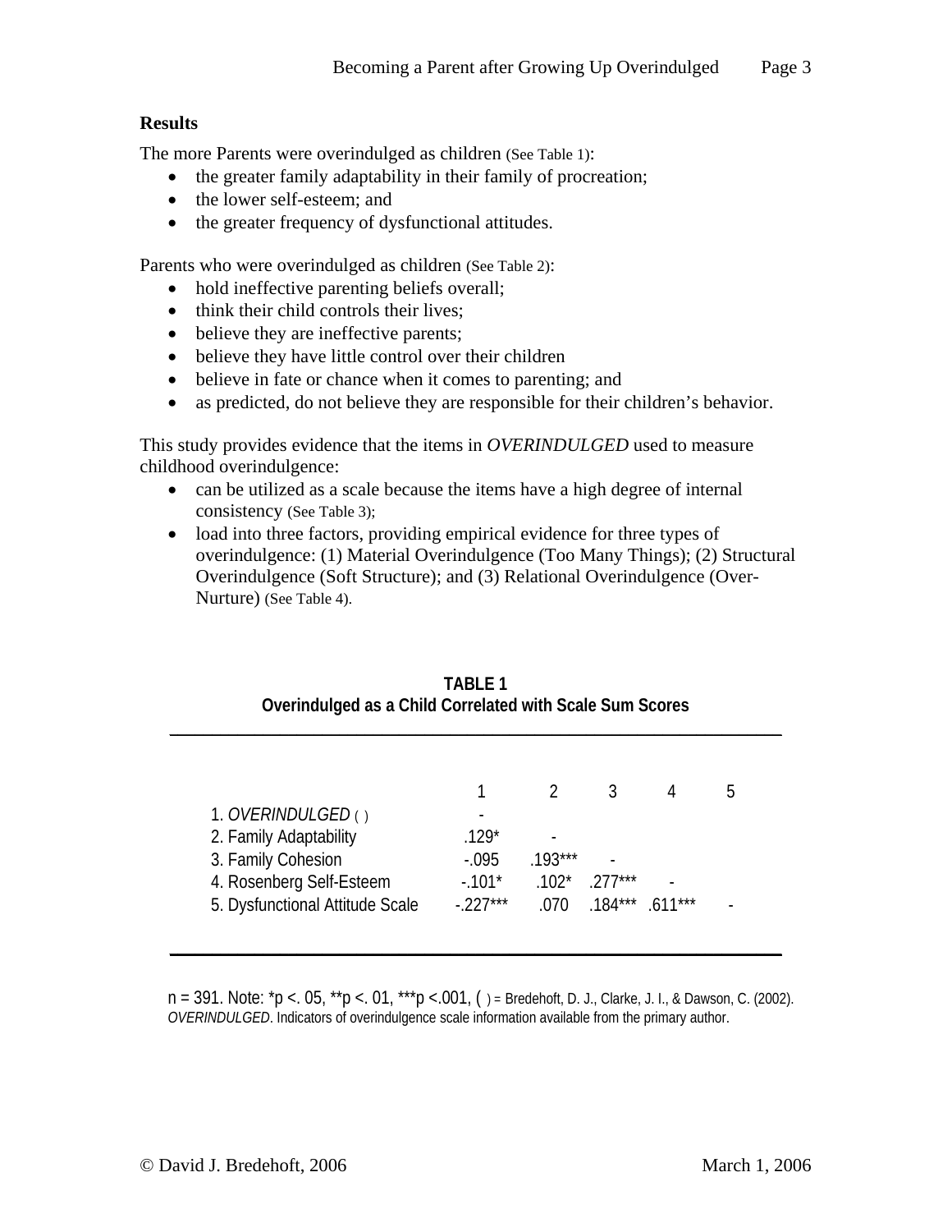**Results**

The more Parents were overindulged as children (See Table 1):

- the greater family adaptability in their family of procreation;
- the lower self-esteem; and
- the greater frequency of dysfunctional attitudes.

Parents who were overindulged as children (See Table 2):

- hold ineffective parenting beliefs overall;
- think their child controls their lives;
- believe they are ineffective parents;
- believe they have little control over their children
- believe in fate or chance when it comes to parenting; and
- as predicted, do not believe they are responsible for their children's behavior.

This study provides evidence that the items in *OVERINDULGED* used to measure childhood overindulgence:

- can be utilized as a scale because the items have a high degree of internal consistency (See Table 3);
- load into three factors, providing empirical evidence for three types of overindulgence: (1) Material Overindulgence (Too Many Things); (2) Structural Overindulgence (Soft Structure); and (3) Relational Overindulgence (Over-Nurture) (See Table 4).

**TABLE 1**
**Overindulged as a Child Correlated with Scale Sum Scores**

| | 1 | 2 | 3 | 4 | 5 |
|---|---|---|---|---|---|
| 1. *OVERINDULGED* ( ) | - | | | | |
| 2. Family Adaptability | .129* | - | | | |
| 3. Family Cohesion | -.095 | .193*** | - | | |
| 4. Rosenberg Self-Esteem | -.101* | .102* | .277*** | - | |
| 5. Dysfunctional Attitude Scale | -.227*** | .070 | .184*** | .611*** | - |

n = 391. Note: *p <. 05, **p <. 01, ***p <.001, ( ) = Bredehoft, D. J., Clarke, J. I., & Dawson, C. (2002). *OVERINDULGED*. Indicators of overindulgence scale information available from the primary author.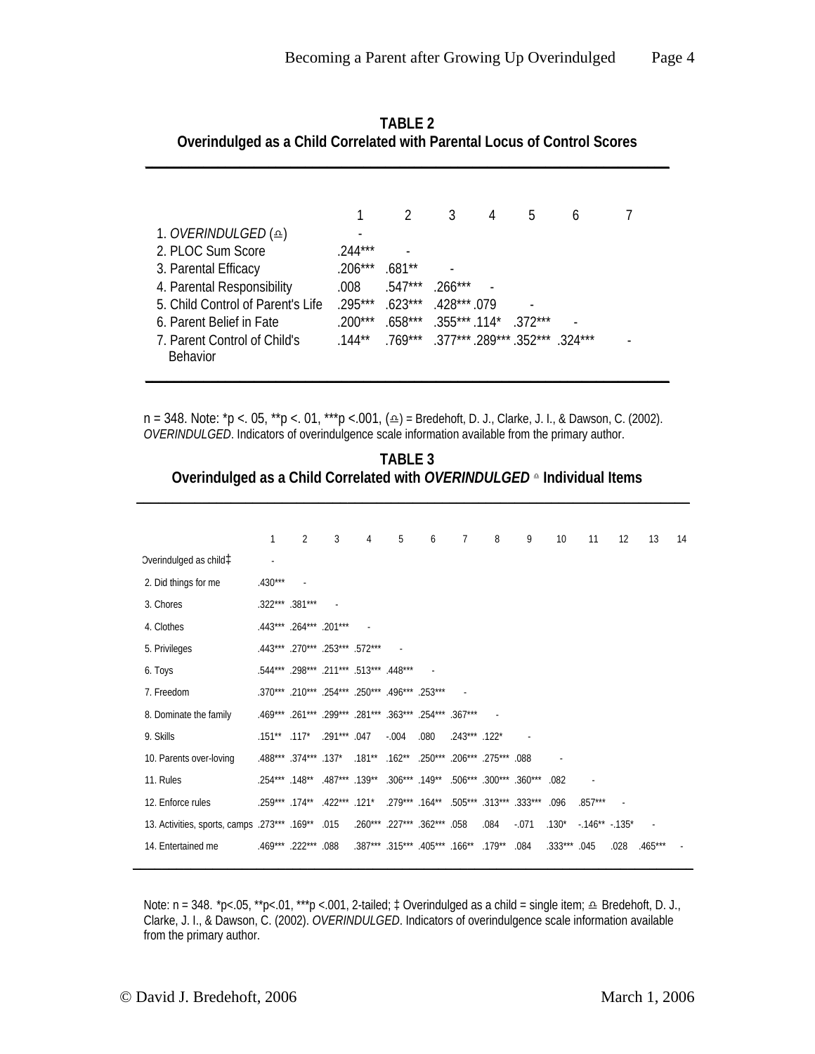**TABLE 2**
**Overindulged as a Child Correlated with Parental Locus of Control Scores**

| | 1 | 2 | 3 | 4 | 5 | 6 | 7 |
|---|---|---|---|---|---|---|---|
| 1. *OVERINDULGED* (♎) | - | | | | | | |
| 2. PLOC Sum Score | .244*** | - | | | | | |
| 3. Parental Efficacy | .206*** | .681** | - | | | | |
| 4. Parental Responsibility | .008 | .547*** | .266*** | - | | | |
| 5. Child Control of Parent's Life | .295*** | .623*** | .428*** | .079 | - | | |
| 6. Parent Belief in Fate | .200*** | .658*** | .355*** | .114* | .372*** | - | |
| 7. Parent Control of Child's Behavior | .144** | .769*** | .377*** | .289*** | .352*** | .324*** | - |

n = 348. Note: *p <. 05, **p <. 01, ***p <.001, (♎) = Bredehoft, D. J., Clarke, J. I., & Dawson, C. (2002). *OVERINDULGED*. Indicators of overindulgence scale information available from the primary author.

**TABLE 3**
**Overindulged as a Child Correlated with *OVERINDULGED* ♎ Individual Items**

| | 1 | 2 | 3 | 4 | 5 | 6 | 7 | 8 | 9 | 10 | 11 | 12 | 13 | 14 |
|---|---|---|---|---|---|---|---|---|---|---|---|---|---|---|
| Overindulged as child‡ | - | | | | | | | | | | | | | |
| 2. Did things for me | .430*** | - | | | | | | | | | | | | |
| 3. Chores | .322*** | .381*** | - | | | | | | | | | | | |
| 4. Clothes | .443*** | .264*** | .201*** | - | | | | | | | | | | |
| 5. Privileges | .443*** | .270*** | .253*** | .572*** | - | | | | | | | | | |
| 6. Toys | .544*** | .298*** | .211*** | .513*** | .448*** | - | | | | | | | | |
| 7. Freedom | .370*** | .210*** | .254*** | .250*** | .496*** | .253*** | - | | | | | | | |
| 8. Dominate the family | .469*** | .261*** | .299*** | .281*** | .363*** | .254*** | .367*** | - | | | | | | |
| 9. Skills | .151** | .117* | .291*** | .047 | -.004 | .080 | .243*** | .122* | - | | | | | |
| 10. Parents over-loving | .488*** | .374*** | .137* | .181** | .162** | .250*** | .206*** | .275*** | .088 | - | | | | |
| 11. Rules | .254*** | .148** | .487*** | .139** | .306*** | .149** | .506*** | .300*** | .360*** | .082 | - | | | |
| 12. Enforce rules | .259*** | .174** | .422*** | .121* | .279*** | .164** | .505*** | .313*** | .333*** | .096 | .857*** | - | | |
| 13. Activities, sports, camps | .273*** | .169** | .015 | .260*** | .227*** | .362*** | .058 | .084 | -.071 | .130* | -.146** | -.135* | - | |
| 14. Entertained me | .469*** | .222*** | .088 | .387*** | .315*** | .405*** | .166** | .179** | .084 | .333*** | .045 | .028 | .465*** | - |

Note: n = 348. *p<.05, **p<.01, ***p <.001, 2-tailed; ‡ Overindulged as a child = single item; ♎ Bredehoft, D. J., Clarke, J. I., & Dawson, C. (2002). *OVERINDULGED*. Indicators of overindulgence scale information available from the primary author.

© David J. Bredehoft, 2006 March 1, 2006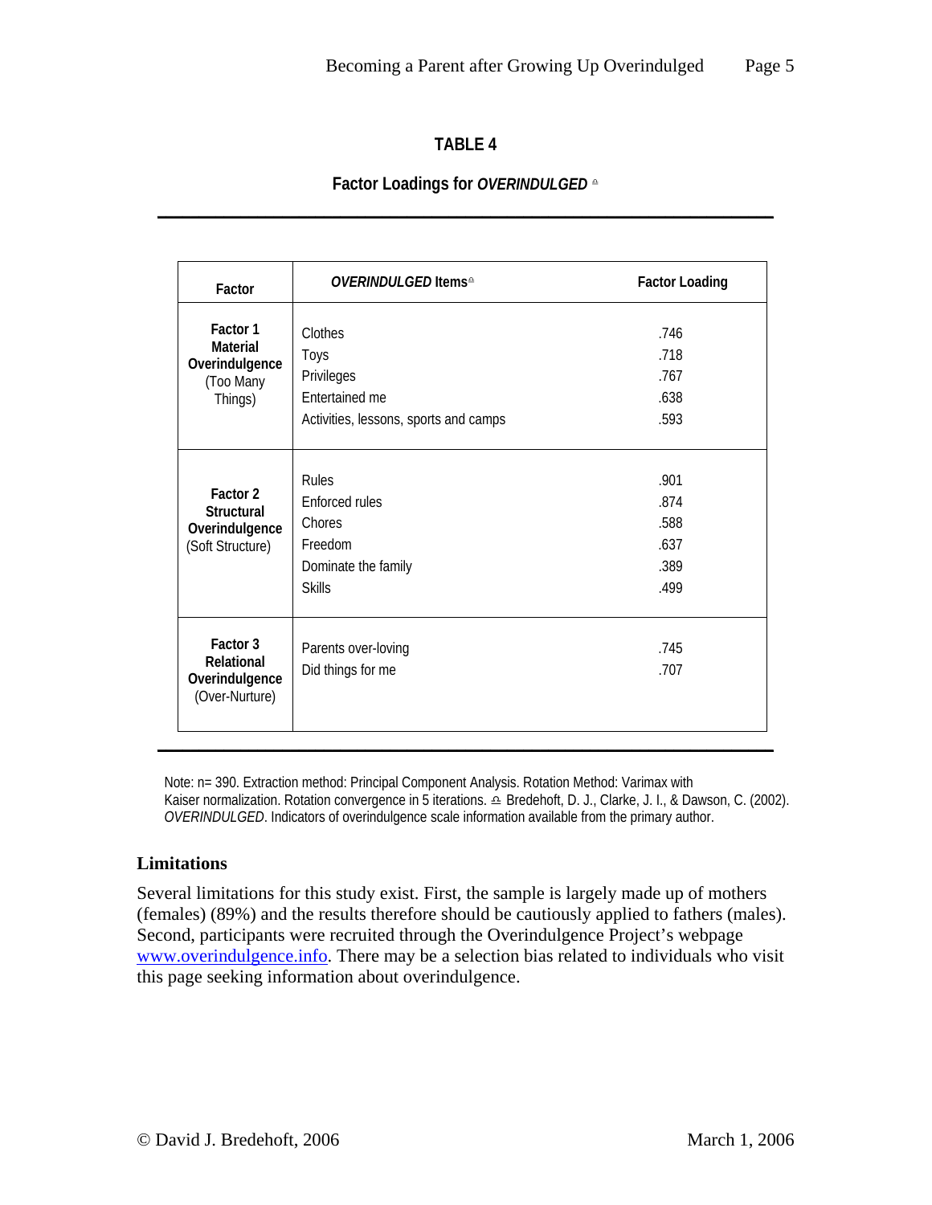**TABLE 4**

**Factor Loadings for *OVERINDULGED* ©**

| Factor | *OVERINDULGED* Items© | Factor Loading |
|---|---|---|
| **Factor 1 Material Overindulgence** (Too Many Things) | Clothes | .746 |
| | Toys | .718 |
| | Privileges | .767 |
| | Entertained me | .638 |
| | Activities, lessons, sports and camps | .593 |
| **Factor 2 Structural Overindulgence** (Soft Structure) | Rules | .901 |
| | Enforced rules | .874 |
| | Chores | .588 |
| | Freedom | .637 |
| | Dominate the family | .389 |
| | Skills | .499 |
| **Factor 3 Relational Overindulgence** (Over-Nurture) | Parents over-loving | .745 |
| | Did things for me | .707 |

Note: n= 390. Extraction method: Principal Component Analysis. Rotation Method: Varimax with Kaiser normalization. Rotation convergence in 5 iterations. © Bredehoft, D. J., Clarke, J. I., & Dawson, C. (2002). *OVERINDULGED*. Indicators of overindulgence scale information available from the primary author.

### Limitations

Several limitations for this study exist. First, the sample is largely made up of mothers (females) (89%) and the results therefore should be cautiously applied to fathers (males). Second, participants were recruited through the Overindulgence Project's webpage www.overindulgence.info. There may be a selection bias related to individuals who visit this page seeking information about overindulgence.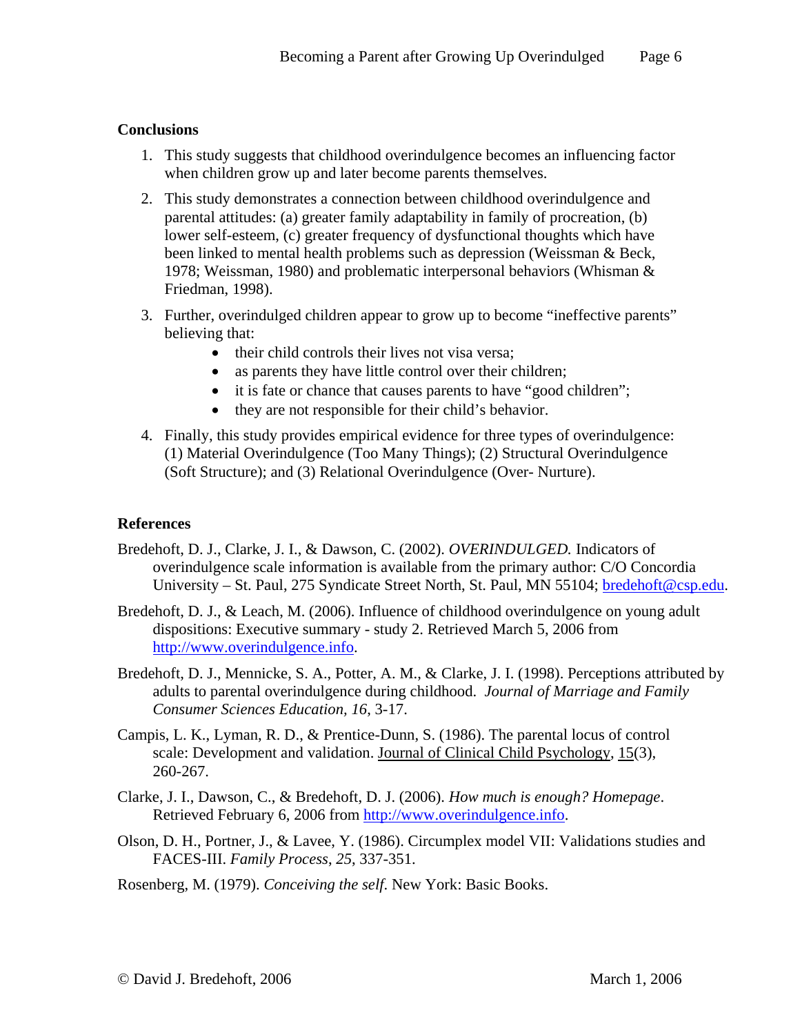**Conclusions**

1. This study suggests that childhood overindulgence becomes an influencing factor when children grow up and later become parents themselves.
2. This study demonstrates a connection between childhood overindulgence and parental attitudes: (a) greater family adaptability in family of procreation, (b) lower self-esteem, (c) greater frequency of dysfunctional thoughts which have been linked to mental health problems such as depression (Weissman & Beck, 1978; Weissman, 1980) and problematic interpersonal behaviors (Whisman & Friedman, 1998).
3. Further, overindulged children appear to grow up to become "ineffective parents" believing that:
   - their child controls their lives not visa versa;
   - as parents they have little control over their children;
   - it is fate or chance that causes parents to have "good children";
   - they are not responsible for their child's behavior.
4. Finally, this study provides empirical evidence for three types of overindulgence: (1) Material Overindulgence (Too Many Things); (2) Structural Overindulgence (Soft Structure); and (3) Relational Overindulgence (Over- Nurture).

**References**

Bredehoft, D. J., Clarke, J. I., & Dawson, C. (2002). *OVERINDULGED.* Indicators of overindulgence scale information is available from the primary author: C/O Concordia University – St. Paul, 275 Syndicate Street North, St. Paul, MN 55104; bredehoft@csp.edu.

Bredehoft, D. J., & Leach, M. (2006). Influence of childhood overindulgence on young adult dispositions: Executive summary - study 2. Retrieved March 5, 2006 from http://www.overindulgence.info.

Bredehoft, D. J., Mennicke, S. A., Potter, A. M., & Clarke, J. I. (1998). Perceptions attributed by adults to parental overindulgence during childhood. *Journal of Marriage and Family Consumer Sciences Education*, *16*, 3-17.

Campis, L. K., Lyman, R. D., & Prentice-Dunn, S. (1986). The parental locus of control scale: Development and validation. Journal of Clinical Child Psychology, 15(3), 260-267.

Clarke, J. I., Dawson, C., & Bredehoft, D. J. (2006). *How much is enough? Homepage*. Retrieved February 6, 2006 from http://www.overindulgence.info.

Olson, D. H., Portner, J., & Lavee, Y. (1986). Circumplex model VII: Validations studies and FACES-III. *Family Process*, *25*, 337-351.

Rosenberg, M. (1979). *Conceiving the self*. New York: Basic Books.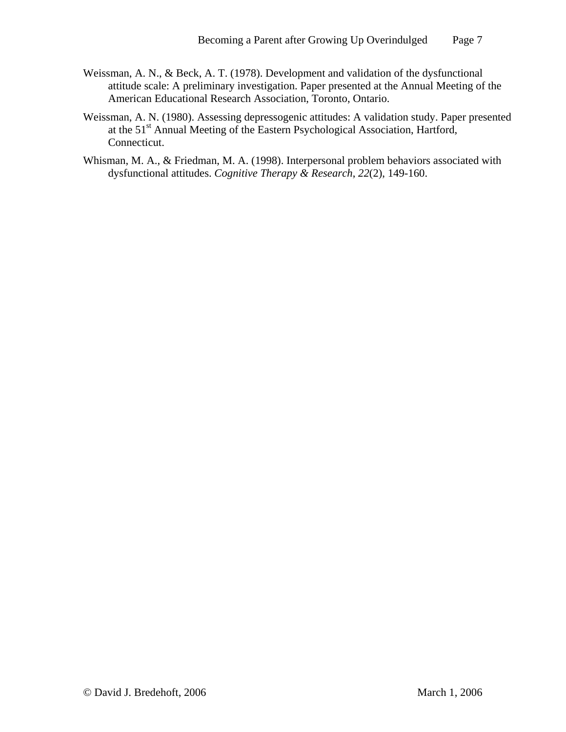Weissman, A. N., & Beck, A. T. (1978). Development and validation of the dysfunctional attitude scale: A preliminary investigation. Paper presented at the Annual Meeting of the American Educational Research Association, Toronto, Ontario.

Weissman, A. N. (1980). Assessing depressogenic attitudes: A validation study. Paper presented at the 51st Annual Meeting of the Eastern Psychological Association, Hartford, Connecticut.

Whisman, M. A., & Friedman, M. A. (1998). Interpersonal problem behaviors associated with dysfunctional attitudes. *Cognitive Therapy & Research*, *22*(2), 149-160.